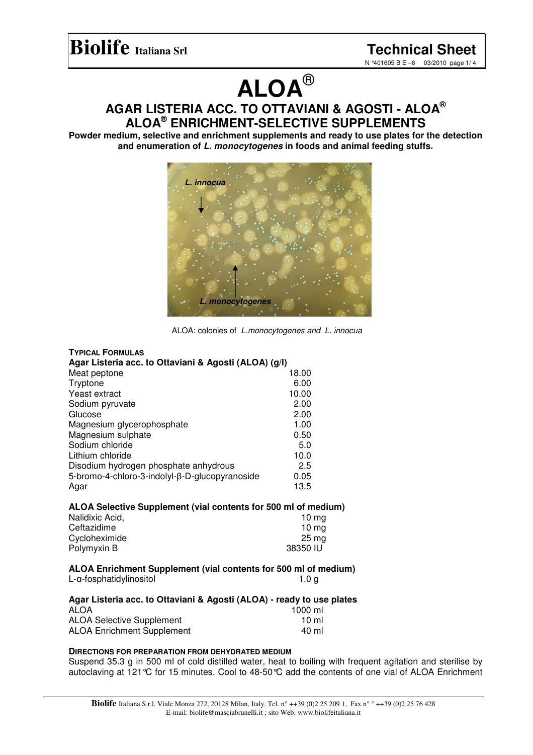# ALOA®

## AGAR LISTERIA ACC. TO OTTAVIANI & AGOSTI - ALOA®
## ALOA® ENRICHMENT-SELECTIVE SUPPLEMENTS

**Powder medium, selective and enrichment supplements and ready to use plates for the detection and enumeration of *L. monocytogenes* in foods and animal feeding stuffs.**

ALOA: colonies of *L.monocytogenes and L. innocua*

### TYPICAL FORMULAS

**Agar Listeria acc. to Ottaviani & Agosti (ALOA) (g/l)**

| | |
|---|---|
| Meat peptone | 18.00 |
| Tryptone | 6.00 |
| Yeast extract | 10.00 |
| Sodium pyruvate | 2.00 |
| Glucose | 2.00 |
| Magnesium glycerophosphate | 1.00 |
| Magnesium sulphate | 0.50 |
| Sodium chloride | 5.0 |
| Lithium chloride | 10.0 |
| Disodium hydrogen phosphate anhydrous | 2.5 |
| 5-bromo-4-chloro-3-indolyl-β-D-glucopyranoside | 0.05 |
| Agar | 13.5 |

**ALOA Selective Supplement (vial contents for 500 ml of medium)**

| | |
|---|---|
| Nalidixic Acid, | 10 mg |
| Ceftazidime | 10 mg |
| Cycloheximide | 25 mg |
| Polymyxin B | 38350 IU |

**ALOA Enrichment Supplement (vial contents for 500 ml of medium)**

| | |
|---|---|
| L-α-fosphatidylinositol | 1.0 g |

**Agar Listeria acc. to Ottaviani & Agosti (ALOA) - ready to use plates**

| | |
|---|---|
| ALOA | 1000 ml |
| ALOA Selective Supplement | 10 ml |
| ALOA Enrichment Supplement | 40 ml |

### DIRECTIONS FOR PREPARATION FROM DEHYDRATED MEDIUM

Suspend 35.3 g in 500 ml of cold distilled water, heat to boiling with frequent agitation and sterilise by autoclaving at 121°C for 15 minutes. Cool to 48-50°C add the contents of one vial of ALOA Enrichment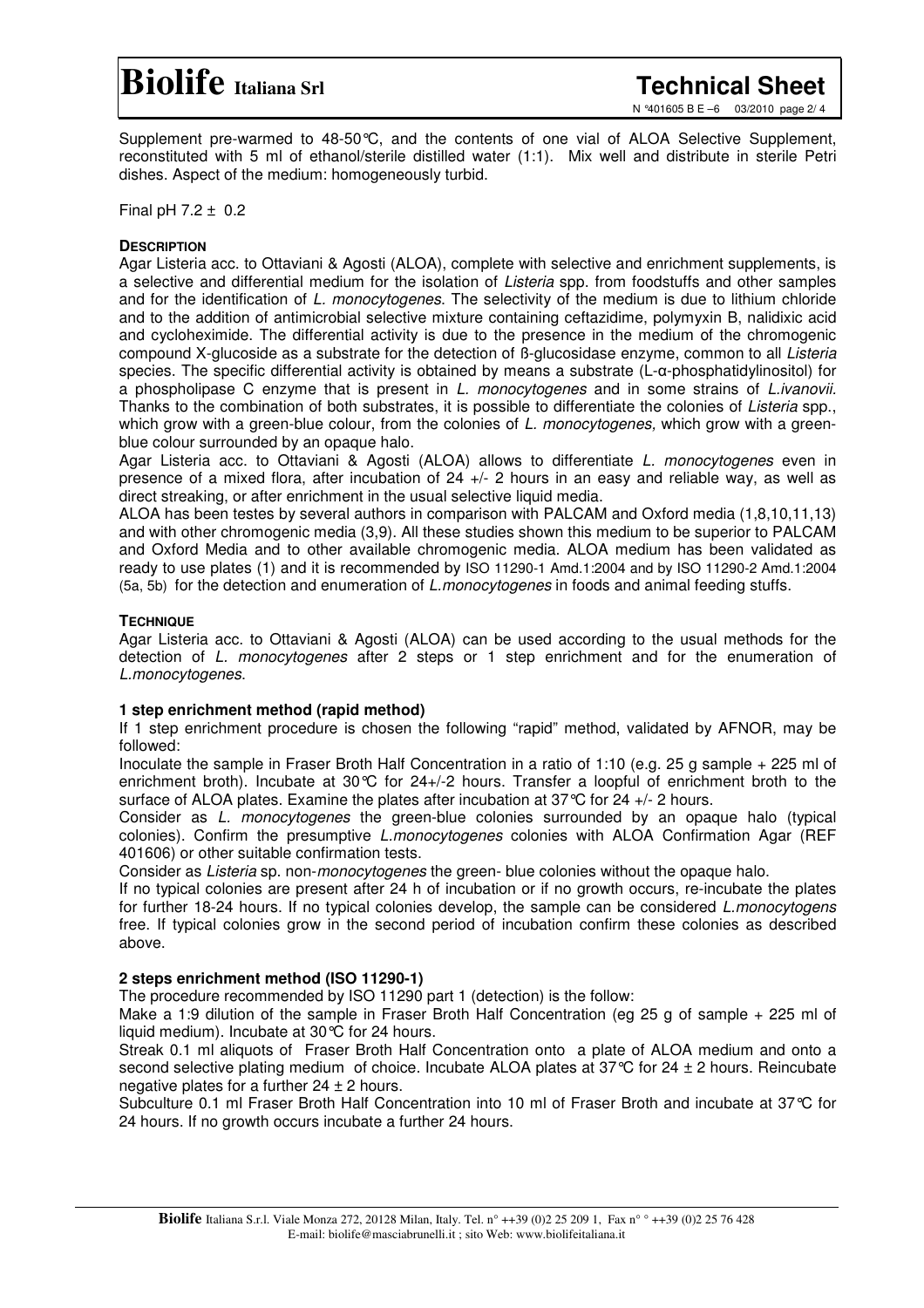Supplement pre-warmed to 48-50°C, and the contents of one vial of ALOA Selective Supplement, reconstituted with 5 ml of ethanol/sterile distilled water (1:1). Mix well and distribute in sterile Petri dishes. Aspect of the medium: homogeneously turbid.

Final pH 7.2 ± 0.2

**DESCRIPTION**

Agar Listeria acc. to Ottaviani & Agosti (ALOA), complete with selective and enrichment supplements, is a selective and differential medium for the isolation of *Listeria* spp. from foodstuffs and other samples and for the identification of *L. monocytogenes*. The selectivity of the medium is due to lithium chloride and to the addition of antimicrobial selective mixture containing ceftazidime, polymyxin B, nalidixic acid and cycloheximide. The differential activity is due to the presence in the medium of the chromogenic compound X-glucoside as a substrate for the detection of ß-glucosidase enzyme, common to all *Listeria* species. The specific differential activity is obtained by means a substrate (L-α-phosphatidylinositol) for a phospholipase C enzyme that is present in *L. monocytogenes* and in some strains of *L.ivanovii*. Thanks to the combination of both substrates, it is possible to differentiate the colonies of *Listeria* spp., which grow with a green-blue colour, from the colonies of *L. monocytogenes,* which grow with a green-blue colour surrounded by an opaque halo.

Agar Listeria acc. to Ottaviani & Agosti (ALOA) allows to differentiate *L. monocytogenes* even in presence of a mixed flora, after incubation of 24 +/- 2 hours in an easy and reliable way, as well as direct streaking, or after enrichment in the usual selective liquid media.

ALOA has been testes by several authors in comparison with PALCAM and Oxford media (1,8,10,11,13) and with other chromogenic media (3,9). All these studies shown this medium to be superior to PALCAM and Oxford Media and to other available chromogenic media. ALOA medium has been validated as ready to use plates (1) and it is recommended by ISO 11290-1 Amd.1:2004 and by ISO 11290-2 Amd.1:2004 (5a, 5b) for the detection and enumeration of *L.monocytogenes* in foods and animal feeding stuffs.

**TECHNIQUE**

Agar Listeria acc. to Ottaviani & Agosti (ALOA) can be used according to the usual methods for the detection of *L. monocytogenes* after 2 steps or 1 step enrichment and for the enumeration of *L.monocytogenes*.

**1 step enrichment method (rapid method)**

If 1 step enrichment procedure is chosen the following "rapid" method, validated by AFNOR, may be followed:

Inoculate the sample in Fraser Broth Half Concentration in a ratio of 1:10 (e.g. 25 g sample + 225 ml of enrichment broth). Incubate at 30°C for 24+/-2 hours. Transfer a loopful of enrichment broth to the surface of ALOA plates. Examine the plates after incubation at 37°C for 24 +/- 2 hours.

Consider as *L. monocytogenes* the green-blue colonies surrounded by an opaque halo (typical colonies). Confirm the presumptive *L.monocytogenes* colonies with ALOA Confirmation Agar (REF 401606) or other suitable confirmation tests.

Consider as *Listeria* sp. non-*monocytogenes* the green- blue colonies without the opaque halo.

If no typical colonies are present after 24 h of incubation or if no growth occurs, re-incubate the plates for further 18-24 hours. If no typical colonies develop, the sample can be considered *L.monocytogens* free. If typical colonies grow in the second period of incubation confirm these colonies as described above.

**2 steps enrichment method (ISO 11290-1)**

The procedure recommended by ISO 11290 part 1 (detection) is the follow:

Make a 1:9 dilution of the sample in Fraser Broth Half Concentration (eg 25 g of sample + 225 ml of liquid medium). Incubate at 30°C for 24 hours.

Streak 0.1 ml aliquots of Fraser Broth Half Concentration onto a plate of ALOA medium and onto a second selective plating medium of choice. Incubate ALOA plates at 37°C for 24 ± 2 hours. Reincubate negative plates for a further 24 ± 2 hours.

Subculture 0.1 ml Fraser Broth Half Concentration into 10 ml of Fraser Broth and incubate at 37°C for 24 hours. If no growth occurs incubate a further 24 hours.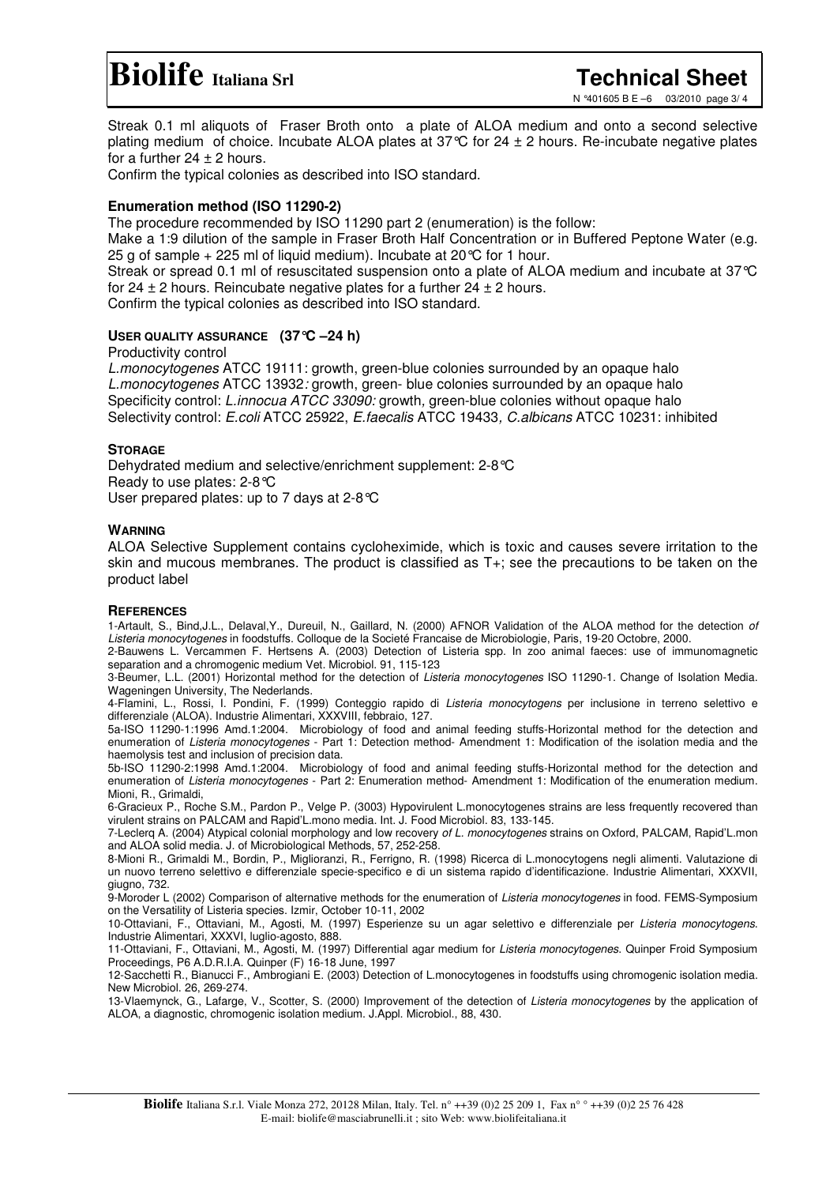Streak 0.1 ml aliquots of Fraser Broth onto a plate of ALOA medium and onto a second selective plating medium of choice. Incubate ALOA plates at 37°C for 24 ± 2 hours. Re-incubate negative plates for a further 24 ± 2 hours.

Confirm the typical colonies as described into ISO standard.

**Enumeration method (ISO 11290-2)**

The procedure recommended by ISO 11290 part 2 (enumeration) is the follow:

Make a 1:9 dilution of the sample in Fraser Broth Half Concentration or in Buffered Peptone Water (e.g. 25 g of sample + 225 ml of liquid medium). Incubate at 20°C for 1 hour.

Streak or spread 0.1 ml of resuscitated suspension onto a plate of ALOA medium and incubate at 37°C for 24 ± 2 hours. Reincubate negative plates for a further 24 ± 2 hours.

Confirm the typical colonies as described into ISO standard.

**USER QUALITY ASSURANCE (37°C –24 h)**

Productivity control

*L.monocytogenes* ATCC 19111: growth, green-blue colonies surrounded by an opaque halo

*L.monocytogenes* ATCC 13932*:* growth, green- blue colonies surrounded by an opaque halo

Specificity control: *L.innocua ATCC 33090:* growth*,* green-blue colonies without opaque halo

Selectivity control: *E.coli* ATCC 25922, *E.faecalis* ATCC 19433*, C.albicans* ATCC 10231: inhibited

**STORAGE**

Dehydrated medium and selective/enrichment supplement: 2-8°C

Ready to use plates: 2-8°C

User prepared plates: up to 7 days at 2-8°C

**WARNING**

ALOA Selective Supplement contains cycloheximide, which is toxic and causes severe irritation to the skin and mucous membranes. The product is classified as T+; see the precautions to be taken on the product label

**REFERENCES**

1-Artault, S., Bind,J.L., Delaval,Y., Dureuil, N., Gaillard, N. (2000) AFNOR Validation of the ALOA method for the detection *of Listeria monocytogenes* in foodstuffs. Colloque de la Societé Francaise de Microbiologie, Paris, 19-20 Octobre, 2000.

2-Bauwens L. Vercammen F. Hertsens A. (2003) Detection of Listeria spp. In zoo animal faeces: use of immunomagnetic separation and a chromogenic medium Vet. Microbiol. 91, 115-123

3-Beumer, L.L. (2001) Horizontal method for the detection of *Listeria monocytogenes* ISO 11290-1. Change of Isolation Media. Wageningen University, The Nederlands.

4-Flamini, L., Rossi, I. Pondini, F. (1999) Conteggio rapido di *Listeria monocytogens* per inclusione in terreno selettivo e differenziale (ALOA). Industrie Alimentari, XXXVIII, febbraio, 127.

5a-ISO 11290-1:1996 Amd.1:2004. Microbiology of food and animal feeding stuffs-Horizontal method for the detection and enumeration of *Listeria monocytogenes* - Part 1: Detection method- Amendment 1: Modification of the isolation media and the haemolysis test and inclusion of precision data.

5b-ISO 11290-2:1998 Amd.1:2004. Microbiology of food and animal feeding stuffs-Horizontal method for the detection and enumeration of *Listeria monocytogenes* - Part 2: Enumeration method- Amendment 1: Modification of the enumeration medium. Mioni, R., Grimaldi,

6-Gracieux P., Roche S.M., Pardon P., Velge P. (3003) Hypovirulent L.monocytogenes strains are less frequently recovered than virulent strains on PALCAM and Rapid'L.mono media. Int. J. Food Microbiol. 83, 133-145.

7-Leclerq A. (2004) Atypical colonial morphology and low recovery *of L. monocytogenes* strains on Oxford, PALCAM, Rapid'L.mon and ALOA solid media. J. of Microbiological Methods, 57, 252-258.

8-Mioni R., Grimaldi M., Bordin, P., Miglioranzi, R., Ferrigno, R. (1998) Ricerca di L.monocytogens negli alimenti. Valutazione di un nuovo terreno selettivo e differenziale specie-specifico e di un sistema rapido d'identificazione. Industrie Alimentari, XXXVII, giugno, 732.

9-Moroder L (2002) Comparison of alternative methods for the enumeration of *Listeria monocytogenes* in food. FEMS-Symposium on the Versatility of Listeria species. Izmir, October 10-11, 2002

10-Ottaviani, F., Ottaviani, M., Agosti, M. (1997) Esperienze su un agar selettivo e differenziale per *Listeria monocytogens*. Industrie Alimentari, XXXVI, luglio-agosto, 888.

11-Ottaviani, F., Ottaviani, M., Agosti, M. (1997) Differential agar medium for *Listeria monocytogenes*. Quinper Froid Symposium Proceedings, P6 A.D.R.I.A. Quinper (F) 16-18 June, 1997

12-Sacchetti R., Bianucci F., Ambrogiani E. (2003) Detection of L.monocytogenes in foodstuffs using chromogenic isolation media. New Microbiol. 26, 269-274.

13-Vlaemynck, G., Lafarge, V., Scotter, S. (2000) Improvement of the detection of *Listeria monocytogenes* by the application of ALOA, a diagnostic, chromogenic isolation medium. J.Appl. Microbiol., 88, 430.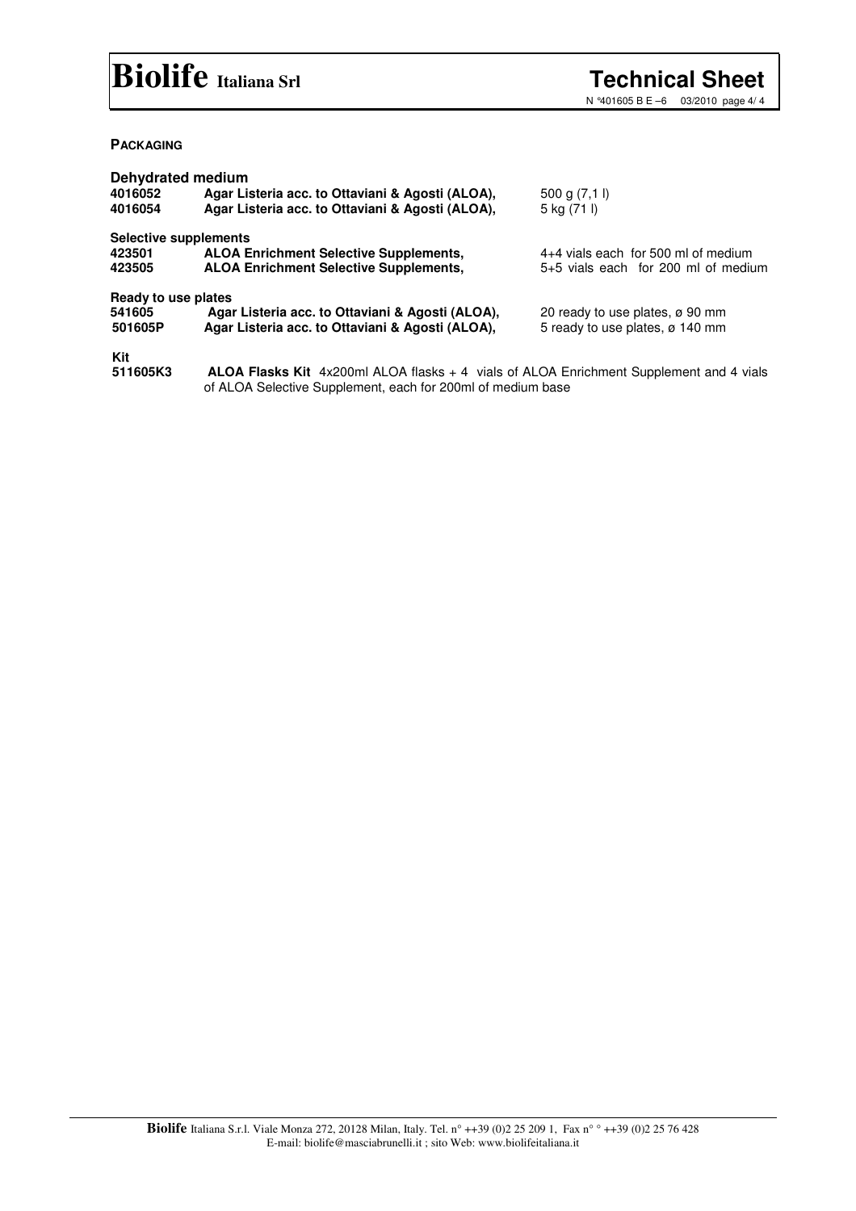## PACKAGING

**Dehydrated medium**

| | | |
|---|---|---|
| **4016052** | **Agar Listeria acc. to Ottaviani & Agosti (ALOA),** | 500 g (7,1 l) |
| **4016054** | **Agar Listeria acc. to Ottaviani & Agosti (ALOA),** | 5 kg (71 l) |

**Selective supplements**

| | | |
|---|---|---|
| **423501** | **ALOA Enrichment Selective Supplements,** | 4+4 vials each for 500 ml of medium |
| **423505** | **ALOA Enrichment Selective Supplements,** | 5+5 vials each for 200 ml of medium |

**Ready to use plates**

| | | |
|---|---|---|
| **541605** | **Agar Listeria acc. to Ottaviani & Agosti (ALOA),** | 20 ready to use plates, ø 90 mm |
| **501605P** | **Agar Listeria acc. to Ottaviani & Agosti (ALOA),** | 5 ready to use plates, ø 140 mm |

**Kit**

**511605K3** **ALOA Flasks Kit** 4x200ml ALOA flasks + 4 vials of ALOA Enrichment Supplement and 4 vials of ALOA Selective Supplement, each for 200ml of medium base

**Biolife** Italiana S.r.l. Viale Monza 272, 20128 Milan, Italy. Tel. n° ++39 (0)2 25 209 1, Fax n° ° ++39 (0)2 25 76 428
E-mail: biolife@masciabrunelli.it ; sito Web: www.biolifeitaliana.it